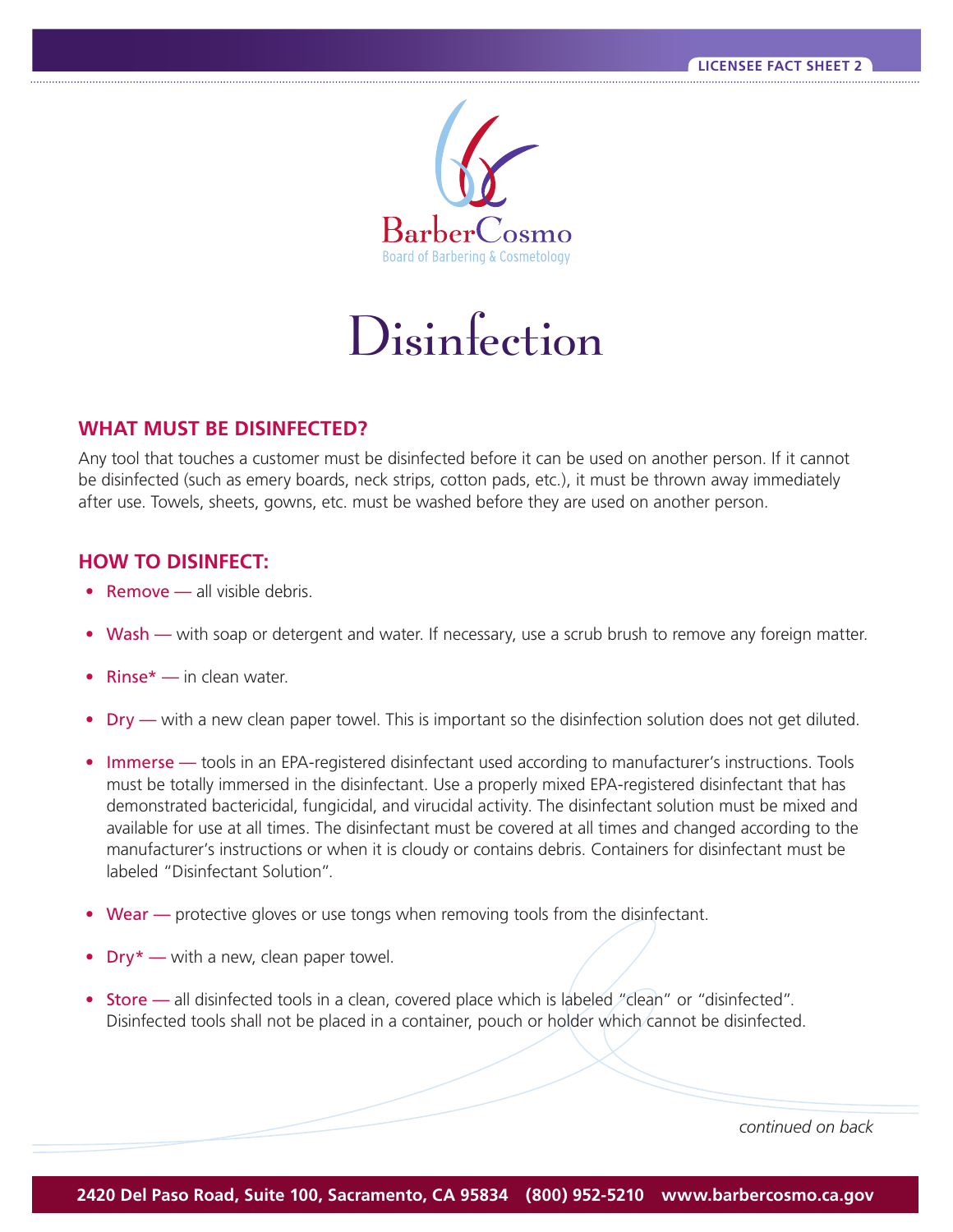BarberCosmo

Board of Barbering & Cosmetology

# Disinfection

## WHAT MUST BE DISINFECTED?

Any tool that touches a customer must be disinfected before it can be used on another person. If it cannot be disinfected (such as emery boards, neck strips, cotton pads, etc.), it must be thrown away immediately after use. Towels, sheets, gowns, etc. must be washed before they are used on another person.

## HOW TO DISINFECT:

- Remove — all visible debris.
- Wash — with soap or detergent and water. If necessary, use a scrub brush to remove any foreign matter.
- Rinse* — in clean water.
- Dry — with a new clean paper towel. This is important so the disinfection solution does not get diluted.
- Immerse — tools in an EPA-registered disinfectant used according to manufacturer's instructions. Tools must be totally immersed in the disinfectant. Use a properly mixed EPA-registered disinfectant that has demonstrated bactericidal, fungicidal, and virucidal activity. The disinfectant solution must be mixed and available for use at all times. The disinfectant must be covered at all times and changed according to the manufacturer's instructions or when it is cloudy or contains debris. Containers for disinfectant must be labeled "Disinfectant Solution".
- Wear — protective gloves or use tongs when removing tools from the disinfectant.
- Dry* — with a new, clean paper towel.
- Store — all disinfected tools in a clean, covered place which is labeled "clean" or "disinfected". Disinfected tools shall not be placed in a container, pouch or holder which cannot be disinfected.

*continued on back*

2420 Del Paso Road, Suite 100, Sacramento, CA 95834 (800) 952-5210 www.barbercosmo.ca.gov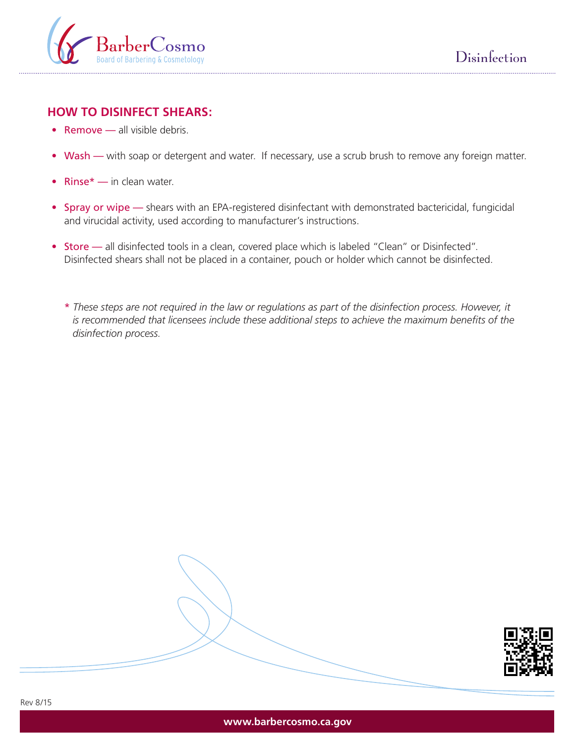## HOW TO DISINFECT SHEARS:

- Remove — all visible debris.
- Wash — with soap or detergent and water. If necessary, use a scrub brush to remove any foreign matter.
- Rinse* — in clean water.
- Spray or wipe — shears with an EPA-registered disinfectant with demonstrated bactericidal, fungicidal and virucidal activity, used according to manufacturer's instructions.
- Store — all disinfected tools in a clean, covered place which is labeled "Clean" or Disinfected". Disinfected shears shall not be placed in a container, pouch or holder which cannot be disinfected.

*\* These steps are not required in the law or regulations as part of the disinfection process. However, it is recommended that licensees include these additional steps to achieve the maximum benefits of the disinfection process.*

Rev 8/15

www.barbercosmo.ca.gov